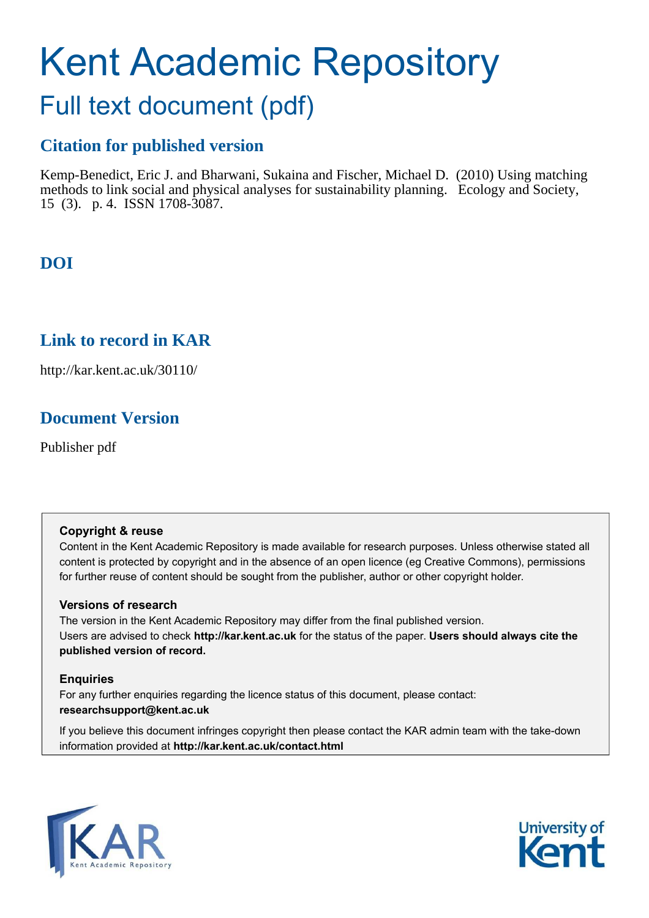# Kent Academic Repository

## Full text document (pdf)

### Citation for published version

Kemp-Benedict, Eric J. and Bharwani, Sukaina and Fischer, Michael D. (2010) Using matching methods to link social and physical analyses for sustainability planning. Ecology and Society, 15 (3). p. 4. ISSN 1708-3087.

### DOI

### Link to record in KAR

http://kar.kent.ac.uk/30110/

### Document Version

Publisher pdf

**Copyright & reuse**

Content in the Kent Academic Repository is made available for research purposes. Unless otherwise stated all content is protected by copyright and in the absence of an open licence (eg Creative Commons), permissions for further reuse of content should be sought from the publisher, author or other copyright holder.

**Versions of research**

The version in the Kent Academic Repository may differ from the final published version. Users are advised to check **http://kar.kent.ac.uk** for the status of the paper. **Users should always cite the published version of record.**

**Enquiries**

For any further enquiries regarding the licence status of this document, please contact: **researchsupport@kent.ac.uk**

If you believe this document infringes copyright then please contact the KAR admin team with the take-down information provided at **http://kar.kent.ac.uk/contact.html**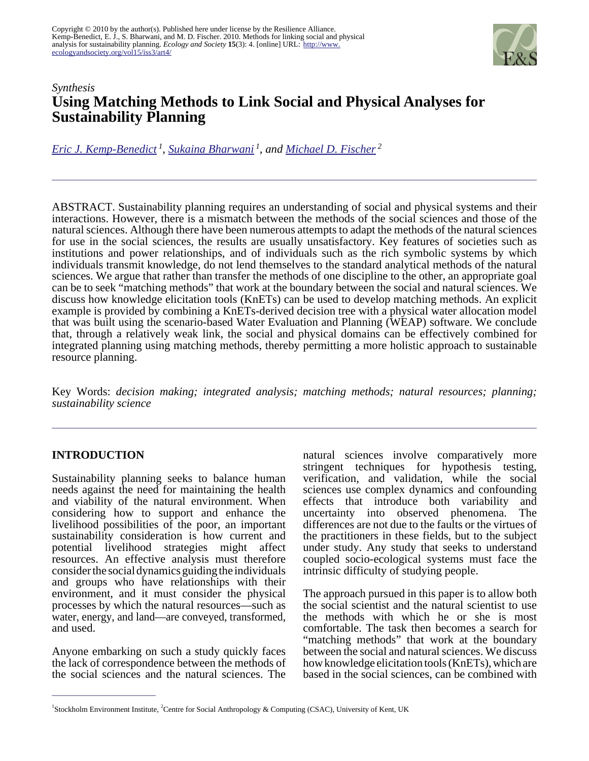*Synthesis*

# Using Matching Methods to Link Social and Physical Analyses for Sustainability Planning

*Eric J. Kemp-Benedict* [1], *Sukaina Bharwani* [1], *and Michael D. Fischer* [2]

ABSTRACT. Sustainability planning requires an understanding of social and physical systems and their interactions. However, there is a mismatch between the methods of the social sciences and those of the natural sciences. Although there have been numerous attempts to adapt the methods of the natural sciences for use in the social sciences, the results are usually unsatisfactory. Key features of societies such as institutions and power relationships, and of individuals such as the rich symbolic systems by which individuals transmit knowledge, do not lend themselves to the standard analytical methods of the natural sciences. We argue that rather than transfer the methods of one discipline to the other, an appropriate goal can be to seek "matching methods" that work at the boundary between the social and natural sciences. We discuss how knowledge elicitation tools (KnETs) can be used to develop matching methods. An explicit example is provided by combining a KnETs-derived decision tree with a physical water allocation model that was built using the scenario-based Water Evaluation and Planning (WEAP) software. We conclude that, through a relatively weak link, the social and physical domains can be effectively combined for integrated planning using matching methods, thereby permitting a more holistic approach to sustainable resource planning.

Key Words: *decision making; integrated analysis; matching methods; natural resources; planning; sustainability science*

## INTRODUCTION

Sustainability planning seeks to balance human needs against the need for maintaining the health and viability of the natural environment. When considering how to support and enhance the livelihood possibilities of the poor, an important sustainability consideration is how current and potential livelihood strategies might affect resources. An effective analysis must therefore consider the social dynamics guiding the individuals and groups who have relationships with their environment, and it must consider the physical processes by which the natural resources—such as water, energy, and land—are conveyed, transformed, and used.

Anyone embarking on such a study quickly faces the lack of correspondence between the methods of the social sciences and the natural sciences. The natural sciences involve comparatively more stringent techniques for hypothesis testing, verification, and validation, while the social sciences use complex dynamics and confounding effects that introduce both variability and uncertainty into observed phenomena. The differences are not due to the faults or the virtues of the practitioners in these fields, but to the subject under study. Any study that seeks to understand coupled socio-ecological systems must face the intrinsic difficulty of studying people.

The approach pursued in this paper is to allow both the social scientist and the natural scientist to use the methods with which he or she is most comfortable. The task then becomes a search for "matching methods" that work at the boundary between the social and natural sciences. We discuss how knowledge elicitation tools (KnETs), which are based in the social sciences, can be combined with

[1] Stockholm Environment Institute, [2] Centre for Social Anthropology & Computing (CSAC), University of Kent, UK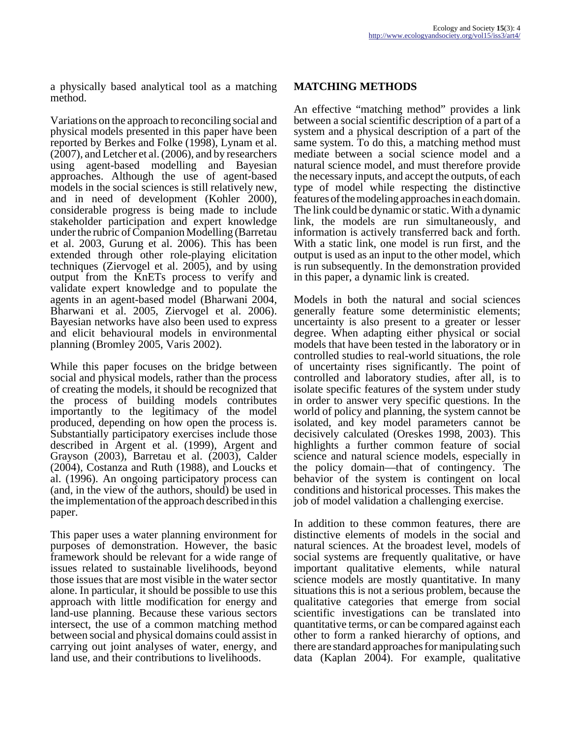a physically based analytical tool as a matching method.

Variations on the approach to reconciling social and physical models presented in this paper have been reported by Berkes and Folke (1998), Lynam et al. (2007), and Letcher et al. (2006), and by researchers using agent-based modelling and Bayesian approaches. Although the use of agent-based models in the social sciences is still relatively new, and in need of development (Kohler 2000), considerable progress is being made to include stakeholder participation and expert knowledge under the rubric of Companion Modelling (Barretau et al. 2003, Gurung et al. 2006). This has been extended through other role-playing elicitation techniques (Ziervogel et al. 2005), and by using output from the KnETs process to verify and validate expert knowledge and to populate the agents in an agent-based model (Bharwani 2004, Bharwani et al. 2005, Ziervogel et al. 2006). Bayesian networks have also been used to express and elicit behavioural models in environmental planning (Bromley 2005, Varis 2002).

While this paper focuses on the bridge between social and physical models, rather than the process of creating the models, it should be recognized that the process of building models contributes importantly to the legitimacy of the model produced, depending on how open the process is. Substantially participatory exercises include those described in Argent et al. (1999), Argent and Grayson (2003), Barretau et al. (2003), Calder (2004), Costanza and Ruth (1988), and Loucks et al. (1996). An ongoing participatory process can (and, in the view of the authors, should) be used in the implementation of the approach described in this paper.

This paper uses a water planning environment for purposes of demonstration. However, the basic framework should be relevant for a wide range of issues related to sustainable livelihoods, beyond those issues that are most visible in the water sector alone. In particular, it should be possible to use this approach with little modification for energy and land-use planning. Because these various sectors intersect, the use of a common matching method between social and physical domains could assist in carrying out joint analyses of water, energy, and land use, and their contributions to livelihoods.

## MATCHING METHODS

An effective "matching method" provides a link between a social scientific description of a part of a system and a physical description of a part of the same system. To do this, a matching method must mediate between a social science model and a natural science model, and must therefore provide the necessary inputs, and accept the outputs, of each type of model while respecting the distinctive features of the modeling approaches in each domain. The link could be dynamic or static. With a dynamic link, the models are run simultaneously, and information is actively transferred back and forth. With a static link, one model is run first, and the output is used as an input to the other model, which is run subsequently. In the demonstration provided in this paper, a dynamic link is created.

Models in both the natural and social sciences generally feature some deterministic elements; uncertainty is also present to a greater or lesser degree. When adapting either physical or social models that have been tested in the laboratory or in controlled studies to real-world situations, the role of uncertainty rises significantly. The point of controlled and laboratory studies, after all, is to isolate specific features of the system under study in order to answer very specific questions. In the world of policy and planning, the system cannot be isolated, and key model parameters cannot be decisively calculated (Oreskes 1998, 2003). This highlights a further common feature of social science and natural science models, especially in the policy domain—that of contingency. The behavior of the system is contingent on local conditions and historical processes. This makes the job of model validation a challenging exercise.

In addition to these common features, there are distinctive elements of models in the social and natural sciences. At the broadest level, models of social systems are frequently qualitative, or have important qualitative elements, while natural science models are mostly quantitative. In many situations this is not a serious problem, because the qualitative categories that emerge from social scientific investigations can be translated into quantitative terms, or can be compared against each other to form a ranked hierarchy of options, and there are standard approaches for manipulating such data (Kaplan 2004). For example, qualitative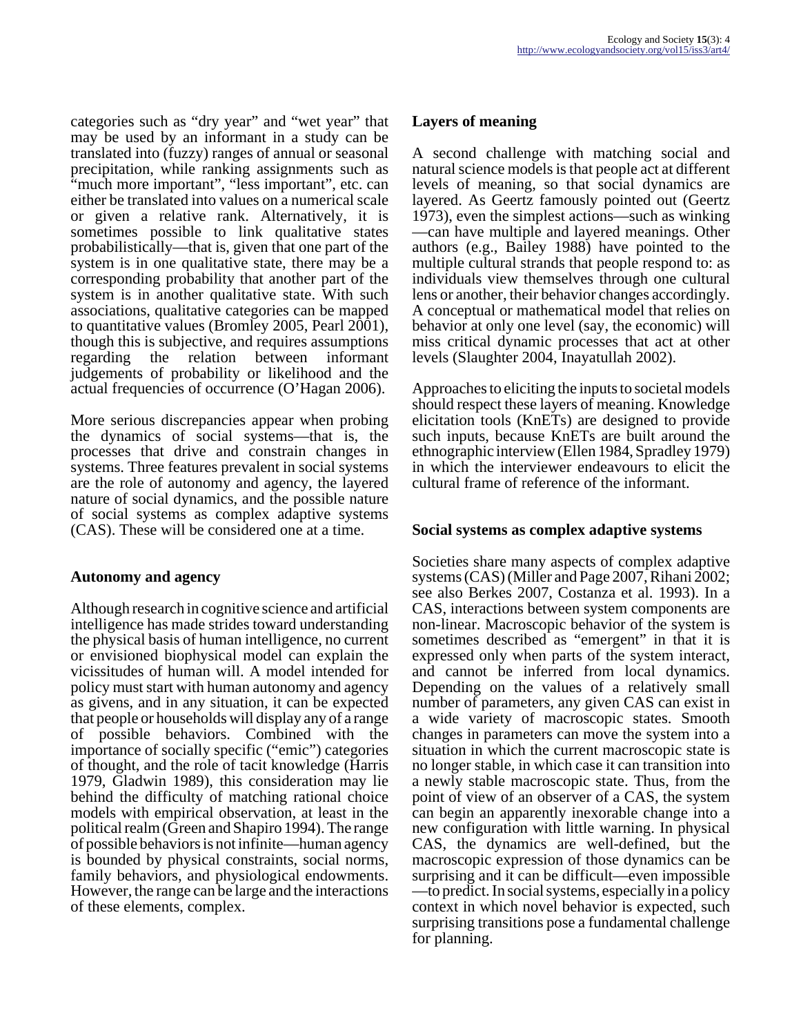categories such as "dry year" and "wet year" that may be used by an informant in a study can be translated into (fuzzy) ranges of annual or seasonal precipitation, while ranking assignments such as "much more important", "less important", etc. can either be translated into values on a numerical scale or given a relative rank. Alternatively, it is sometimes possible to link qualitative states probabilistically—that is, given that one part of the system is in one qualitative state, there may be a corresponding probability that another part of the system is in another qualitative state. With such associations, qualitative categories can be mapped to quantitative values (Bromley 2005, Pearl 2001), though this is subjective, and requires assumptions regarding the relation between informant judgements of probability or likelihood and the actual frequencies of occurrence (O'Hagan 2006).

More serious discrepancies appear when probing the dynamics of social systems—that is, the processes that drive and constrain changes in systems. Three features prevalent in social systems are the role of autonomy and agency, the layered nature of social dynamics, and the possible nature of social systems as complex adaptive systems (CAS). These will be considered one at a time.

### Autonomy and agency

Although research in cognitive science and artificial intelligence has made strides toward understanding the physical basis of human intelligence, no current or envisioned biophysical model can explain the vicissitudes of human will. A model intended for policy must start with human autonomy and agency as givens, and in any situation, it can be expected that people or households will display any of a range of possible behaviors. Combined with the importance of socially specific ("emic") categories of thought, and the role of tacit knowledge (Harris 1979, Gladwin 1989), this consideration may lie behind the difficulty of matching rational choice models with empirical observation, at least in the political realm (Green and Shapiro 1994). The range of possible behaviors is not infinite—human agency is bounded by physical constraints, social norms, family behaviors, and physiological endowments. However, the range can be large and the interactions of these elements, complex.

### Layers of meaning

A second challenge with matching social and natural science models is that people act at different levels of meaning, so that social dynamics are layered. As Geertz famously pointed out (Geertz 1973), even the simplest actions—such as winking—can have multiple and layered meanings. Other authors (e.g., Bailey 1988) have pointed to the multiple cultural strands that people respond to: as individuals view themselves through one cultural lens or another, their behavior changes accordingly. A conceptual or mathematical model that relies on behavior at only one level (say, the economic) will miss critical dynamic processes that act at other levels (Slaughter 2004, Inayatullah 2002).

Approaches to eliciting the inputs to societal models should respect these layers of meaning. Knowledge elicitation tools (KnETs) are designed to provide such inputs, because KnETs are built around the ethnographic interview (Ellen 1984, Spradley 1979) in which the interviewer endeavours to elicit the cultural frame of reference of the informant.

### Social systems as complex adaptive systems

Societies share many aspects of complex adaptive systems (CAS) (Miller and Page 2007, Rihani 2002; see also Berkes 2007, Costanza et al. 1993). In a CAS, interactions between system components are non-linear. Macroscopic behavior of the system is sometimes described as "emergent" in that it is expressed only when parts of the system interact, and cannot be inferred from local dynamics. Depending on the values of a relatively small number of parameters, any given CAS can exist in a wide variety of macroscopic states. Smooth changes in parameters can move the system into a situation in which the current macroscopic state is no longer stable, in which case it can transition into a newly stable macroscopic state. Thus, from the point of view of an observer of a CAS, the system can begin an apparently inexorable change into a new configuration with little warning. In physical CAS, the dynamics are well-defined, but the macroscopic expression of those dynamics can be surprising and it can be difficult—even impossible—to predict. In social systems, especially in a policy context in which novel behavior is expected, such surprising transitions pose a fundamental challenge for planning.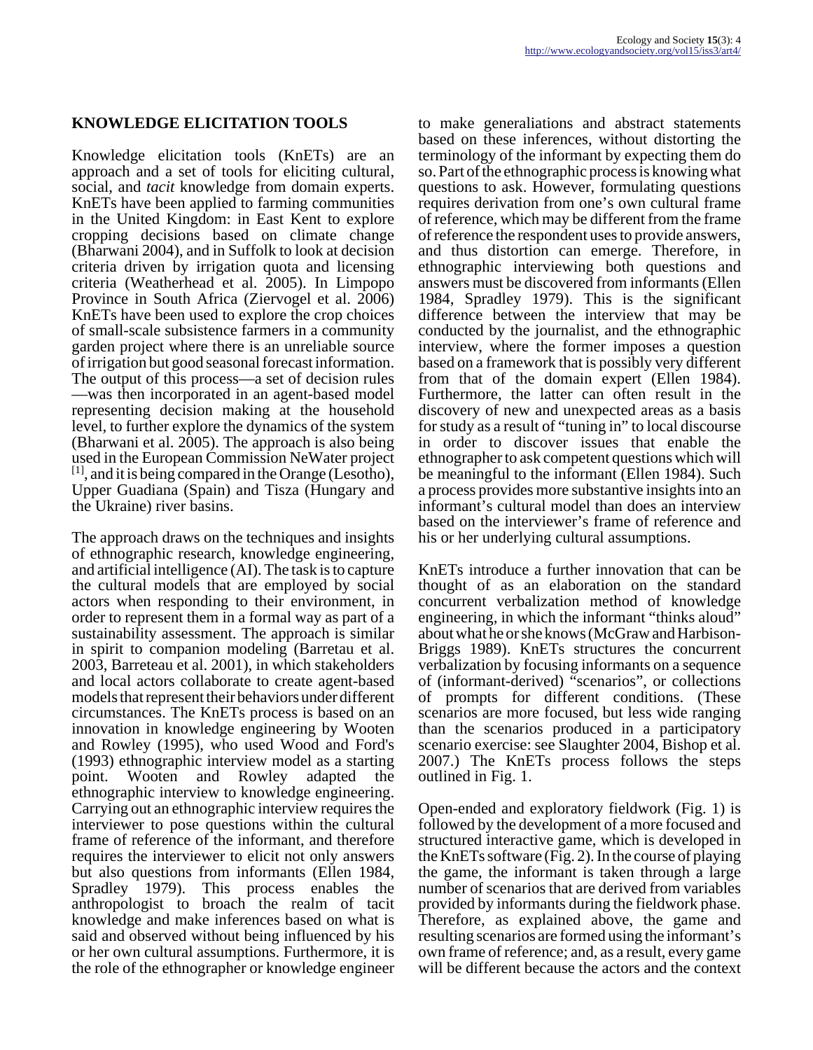## KNOWLEDGE ELICITATION TOOLS

Knowledge elicitation tools (KnETs) are an approach and a set of tools for eliciting cultural, social, and *tacit* knowledge from domain experts. KnETs have been applied to farming communities in the United Kingdom: in East Kent to explore cropping decisions based on climate change (Bharwani 2004), and in Suffolk to look at decision criteria driven by irrigation quota and licensing criteria (Weatherhead et al. 2005). In Limpopo Province in South Africa (Ziervogel et al. 2006) KnETs have been used to explore the crop choices of small-scale subsistence farmers in a community garden project where there is an unreliable source of irrigation but good seasonal forecast information. The output of this process—a set of decision rules—was then incorporated in an agent-based model representing decision making at the household level, to further explore the dynamics of the system (Bharwani et al. 2005). The approach is also being used in the European Commission NeWater project [1], and it is being compared in the Orange (Lesotho), Upper Guadiana (Spain) and Tisza (Hungary and the Ukraine) river basins.

The approach draws on the techniques and insights of ethnographic research, knowledge engineering, and artificial intelligence (AI). The task is to capture the cultural models that are employed by social actors when responding to their environment, in order to represent them in a formal way as part of a sustainability assessment. The approach is similar in spirit to companion modeling (Barretau et al. 2003, Barreteau et al. 2001), in which stakeholders and local actors collaborate to create agent-based models that represent their behaviors under different circumstances. The KnETs process is based on an innovation in knowledge engineering by Wooten and Rowley (1995), who used Wood and Ford's (1993) ethnographic interview model as a starting point. Wooten and Rowley adapted the ethnographic interview to knowledge engineering. Carrying out an ethnographic interview requires the interviewer to pose questions within the cultural frame of reference of the informant, and therefore requires the interviewer to elicit not only answers but also questions from informants (Ellen 1984, Spradley 1979). This process enables the anthropologist to broach the realm of tacit knowledge and make inferences based on what is said and observed without being influenced by his or her own cultural assumptions. Furthermore, it is the role of the ethnographer or knowledge engineer to make generaliations and abstract statements based on these inferences, without distorting the terminology of the informant by expecting them do so. Part of the ethnographic process is knowing what questions to ask. However, formulating questions requires derivation from one's own cultural frame of reference, which may be different from the frame of reference the respondent uses to provide answers, and thus distortion can emerge. Therefore, in ethnographic interviewing both questions and answers must be discovered from informants (Ellen 1984, Spradley 1979). This is the significant difference between the interview that may be conducted by the journalist, and the ethnographic interview, where the former imposes a question based on a framework that is possibly very different from that of the domain expert (Ellen 1984). Furthermore, the latter can often result in the discovery of new and unexpected areas as a basis for study as a result of "tuning in" to local discourse in order to discover issues that enable the ethnographer to ask competent questions which will be meaningful to the informant (Ellen 1984). Such a process provides more substantive insights into an informant's cultural model than does an interview based on the interviewer's frame of reference and his or her underlying cultural assumptions.

KnETs introduce a further innovation that can be thought of as an elaboration on the standard concurrent verbalization method of knowledge engineering, in which the informant "thinks aloud" about what he or she knows (McGraw and Harbison-Briggs 1989). KnETs structures the concurrent verbalization by focusing informants on a sequence of (informant-derived) "scenarios", or collections of prompts for different conditions. (These scenarios are more focused, but less wide ranging than the scenarios produced in a participatory scenario exercise: see Slaughter 2004, Bishop et al. 2007.) The KnETs process follows the steps outlined in Fig. 1.

Open-ended and exploratory fieldwork (Fig. 1) is followed by the development of a more focused and structured interactive game, which is developed in the KnETs software (Fig. 2). In the course of playing the game, the informant is taken through a large number of scenarios that are derived from variables provided by informants during the fieldwork phase. Therefore, as explained above, the game and resulting scenarios are formed using the informant's own frame of reference; and, as a result, every game will be different because the actors and the context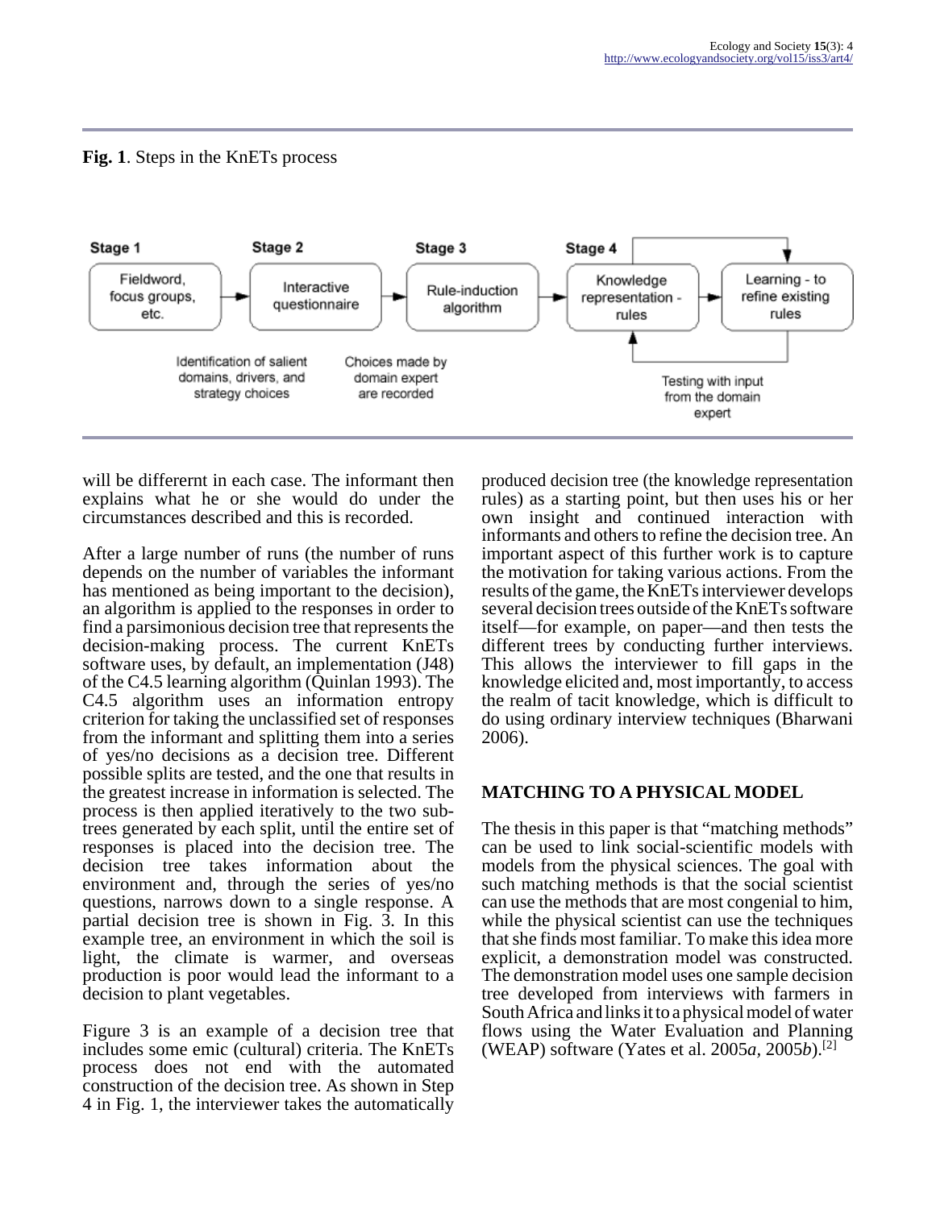**Fig. 1**. Steps in the KnETs process

Stage 1: Fieldword, focus groups, etc. — Identification of salient domains, drivers, and strategy choices

Stage 2: Interactive questionnaire — Choices made by domain expert are recorded

Stage 3: Rule-induction algorithm

Stage 4: Knowledge representation - rules → Learning - to refine existing rules — Testing with input from the domain expert

will be differernt in each case. The informant then explains what he or she would do under the circumstances described and this is recorded.

After a large number of runs (the number of runs depends on the number of variables the informant has mentioned as being important to the decision), an algorithm is applied to the responses in order to find a parsimonious decision tree that represents the decision-making process. The current KnETs software uses, by default, an implementation (J48) of the C4.5 learning algorithm (Quinlan 1993). The C4.5 algorithm uses an information entropy criterion for taking the unclassified set of responses from the informant and splitting them into a series of yes/no decisions as a decision tree. Different possible splits are tested, and the one that results in the greatest increase in information is selected. The process is then applied iteratively to the two sub-trees generated by each split, until the entire set of responses is placed into the decision tree. The decision tree takes information about the environment and, through the series of yes/no questions, narrows down to a single response. A partial decision tree is shown in Fig. 3. In this example tree, an environment in which the soil is light, the climate is warmer, and overseas production is poor would lead the informant to a decision to plant vegetables.

Figure 3 is an example of a decision tree that includes some emic (cultural) criteria. The KnETs process does not end with the automated construction of the decision tree. As shown in Step 4 in Fig. 1, the interviewer takes the automatically produced decision tree (the knowledge representation rules) as a starting point, but then uses his or her own insight and continued interaction with informants and others to refine the decision tree. An important aspect of this further work is to capture the motivation for taking various actions. From the results of the game, the KnETs interviewer develops several decision trees outside of the KnETs software itself—for example, on paper—and then tests the different trees by conducting further interviews. This allows the interviewer to fill gaps in the knowledge elicited and, most importantly, to access the realm of tacit knowledge, which is difficult to do using ordinary interview techniques (Bharwani 2006).

## MATCHING TO A PHYSICAL MODEL

The thesis in this paper is that "matching methods" can be used to link social-scientific models with models from the physical sciences. The goal with such matching methods is that the social scientist can use the methods that are most congenial to him, while the physical scientist can use the techniques that she finds most familiar. To make this idea more explicit, a demonstration model was constructed. The demonstration model uses one sample decision tree developed from interviews with farmers in South Africa and links it to a physical model of water flows using the Water Evaluation and Planning (WEAP) software (Yates et al. 2005*a*, 2005*b*).[2]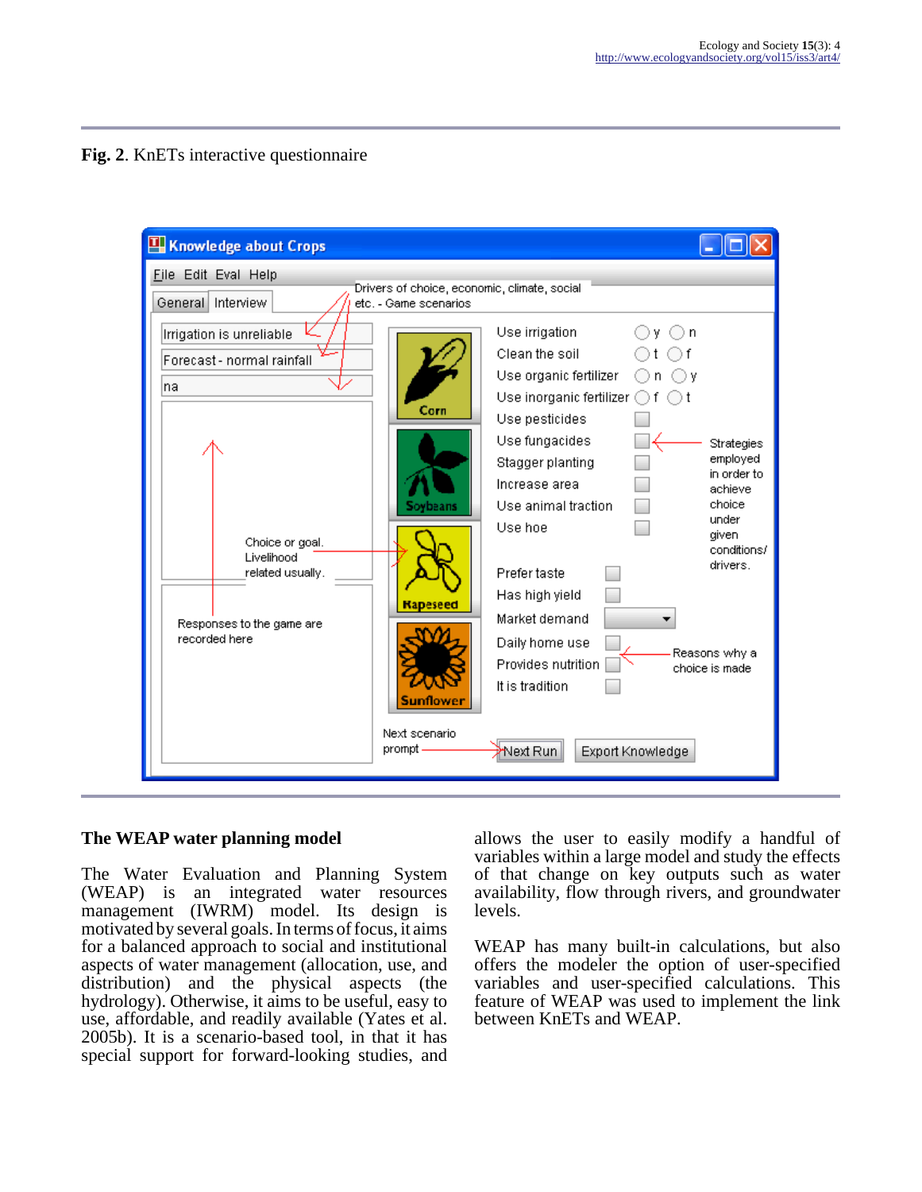**Fig. 2**. KnETs interactive questionnaire

## The WEAP water planning model

The Water Evaluation and Planning System (WEAP) is an integrated water resources management (IWRM) model. Its design is motivated by several goals. In terms of focus, it aims for a balanced approach to social and institutional aspects of water management (allocation, use, and distribution) and the physical aspects (the hydrology). Otherwise, it aims to be useful, easy to use, affordable, and readily available (Yates et al. 2005b). It is a scenario-based tool, in that it has special support for forward-looking studies, and allows the user to easily modify a handful of variables within a large model and study the effects of that change on key outputs such as water availability, flow through rivers, and groundwater levels.

WEAP has many built-in calculations, but also offers the modeler the option of user-specified variables and user-specified calculations. This feature of WEAP was used to implement the link between KnETs and WEAP.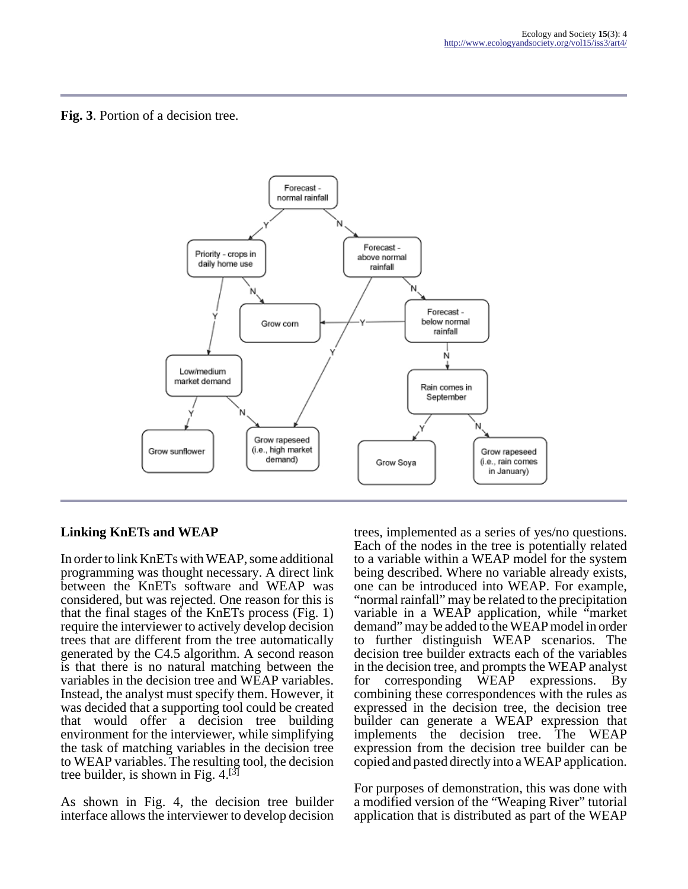**Fig. 3**. Portion of a decision tree.

## Linking KnETs and WEAP

In order to link KnETs with WEAP, some additional programming was thought necessary. A direct link between the KnETs software and WEAP was considered, but was rejected. One reason for this is that the final stages of the KnETs process (Fig. 1) require the interviewer to actively develop decision trees that are different from the tree automatically generated by the C4.5 algorithm. A second reason is that there is no natural matching between the variables in the decision tree and WEAP variables. Instead, the analyst must specify them. However, it was decided that a supporting tool could be created that would offer a decision tree building environment for the interviewer, while simplifying the task of matching variables in the decision tree to WEAP variables. The resulting tool, the decision tree builder, is shown in Fig. 4.[3]

As shown in Fig. 4, the decision tree builder interface allows the interviewer to develop decision trees, implemented as a series of yes/no questions. Each of the nodes in the tree is potentially related to a variable within a WEAP model for the system being described. Where no variable already exists, one can be introduced into WEAP. For example, "normal rainfall" may be related to the precipitation variable in a WEAP application, while "market demand" may be added to the WEAP model in order to further distinguish WEAP scenarios. The decision tree builder extracts each of the variables in the decision tree, and prompts the WEAP analyst for corresponding WEAP expressions. By combining these correspondences with the rules as expressed in the decision tree, the decision tree builder can generate a WEAP expression that implements the decision tree. The WEAP expression from the decision tree builder can be copied and pasted directly into a WEAP application.

For purposes of demonstration, this was done with a modified version of the "Weaping River" tutorial application that is distributed as part of the WEAP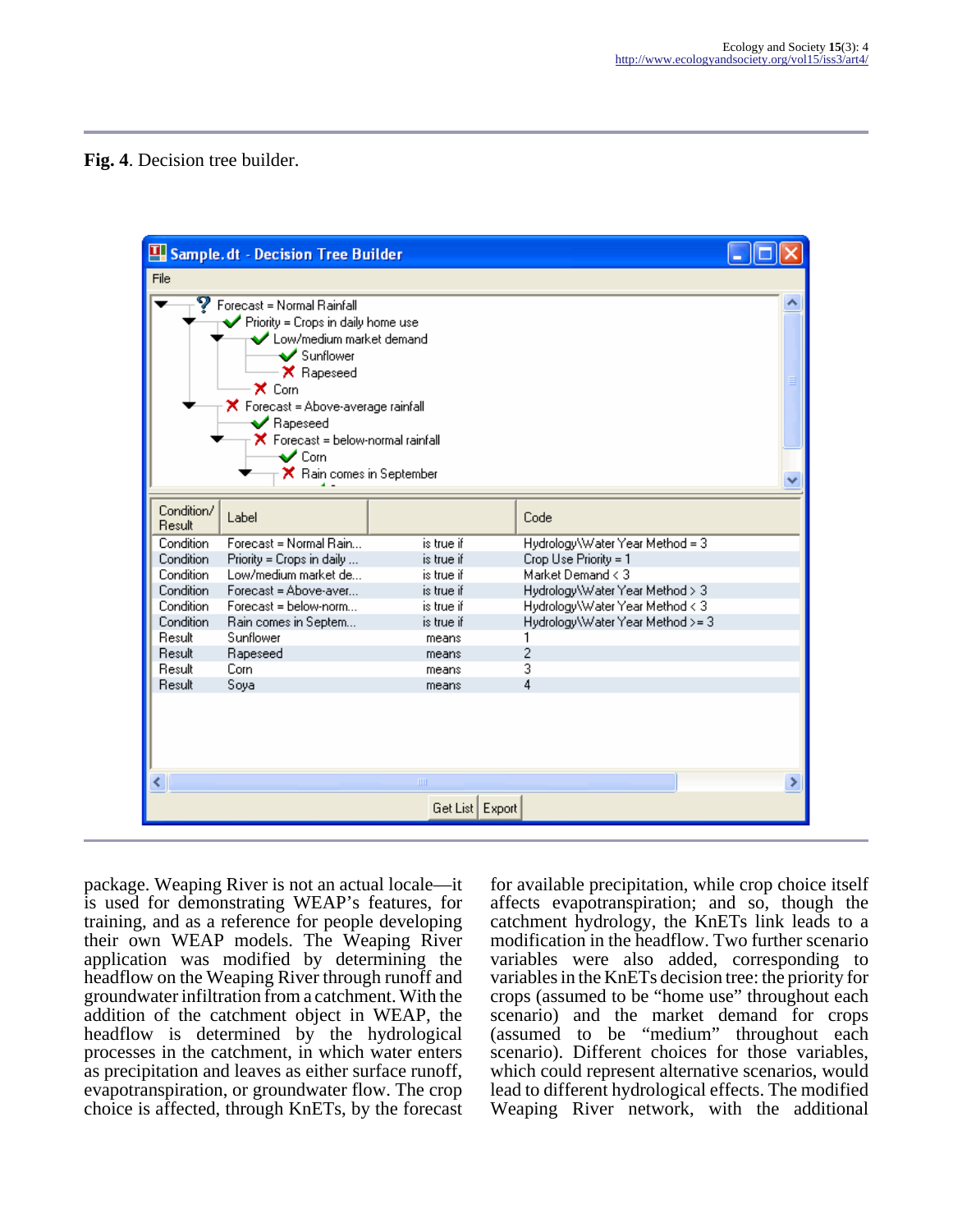**Fig. 4**. Decision tree builder.

package. Weaping River is not an actual locale—it is used for demonstrating WEAP's features, for training, and as a reference for people developing their own WEAP models. The Weaping River application was modified by determining the headflow on the Weaping River through runoff and groundwater infiltration from a catchment. With the addition of the catchment object in WEAP, the headflow is determined by the hydrological processes in the catchment, in which water enters as precipitation and leaves as either surface runoff, evapotranspiration, or groundwater flow. The crop choice is affected, through KnETs, by the forecast for available precipitation, while crop choice itself affects evapotranspiration; and so, though the catchment hydrology, the KnETs link leads to a modification in the headflow. Two further scenario variables were also added, corresponding to variables in the KnETs decision tree: the priority for crops (assumed to be "home use" throughout each scenario) and the market demand for crops (assumed to be "medium" throughout each scenario). Different choices for those variables, which could represent alternative scenarios, would lead to different hydrological effects. The modified Weaping River network, with the additional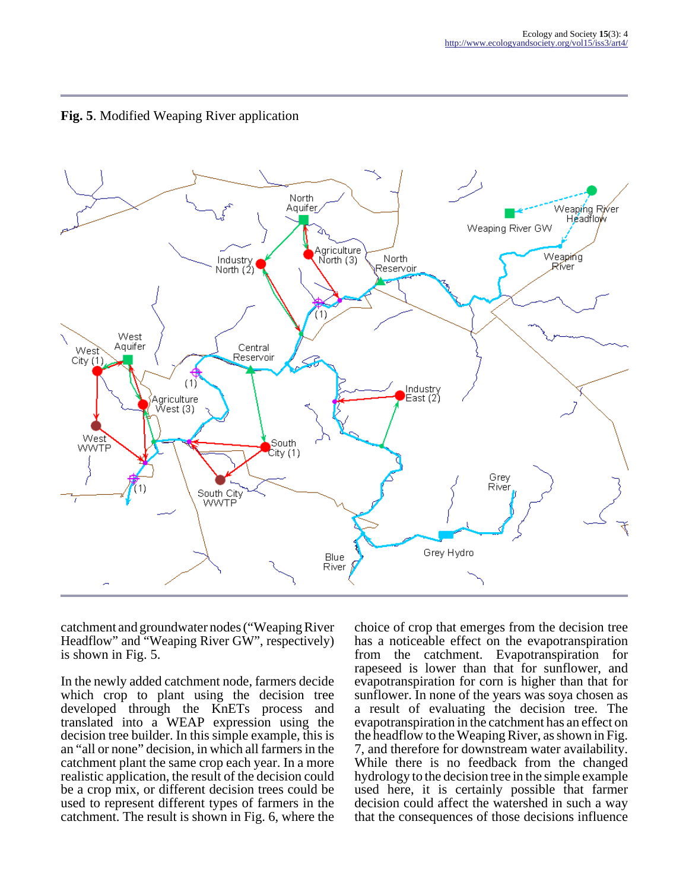**Fig. 5**. Modified Weaping River application

catchment and groundwater nodes ("Weaping River Headflow" and "Weaping River GW", respectively) is shown in Fig. 5.

In the newly added catchment node, farmers decide which crop to plant using the decision tree developed through the KnETs process and translated into a WEAP expression using the decision tree builder. In this simple example, this is an "all or none" decision, in which all farmers in the catchment plant the same crop each year. In a more realistic application, the result of the decision could be a crop mix, or different decision trees could be used to represent different types of farmers in the catchment. The result is shown in Fig. 6, where the choice of crop that emerges from the decision tree has a noticeable effect on the evapotranspiration from the catchment. Evapotranspiration for rapeseed is lower than that for sunflower, and evapotranspiration for corn is higher than that for sunflower. In none of the years was soya chosen as a result of evaluating the decision tree. The evapotranspiration in the catchment has an effect on the headflow to the Weaping River, as shown in Fig. 7, and therefore for downstream water availability. While there is no feedback from the changed hydrology to the decision tree in the simple example used here, it is certainly possible that farmer decision could affect the watershed in such a way that the consequences of those decisions influence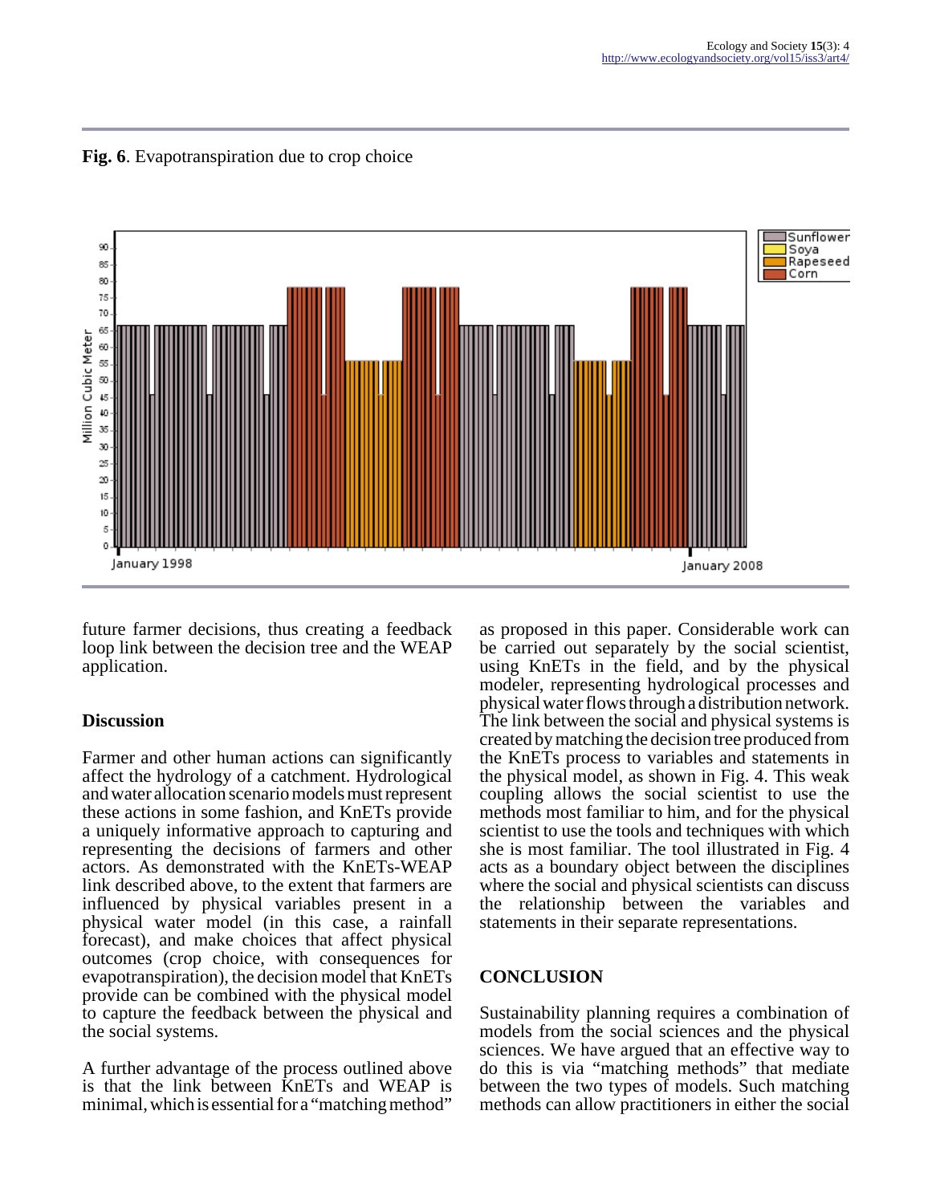**Fig. 6**. Evapotranspiration due to crop choice

future farmer decisions, thus creating a feedback loop link between the decision tree and the WEAP application.

## Discussion

Farmer and other human actions can significantly affect the hydrology of a catchment. Hydrological and water allocation scenario models must represent these actions in some fashion, and KnETs provide a uniquely informative approach to capturing and representing the decisions of farmers and other actors. As demonstrated with the KnETs-WEAP link described above, to the extent that farmers are influenced by physical variables present in a physical water model (in this case, a rainfall forecast), and make choices that affect physical outcomes (crop choice, with consequences for evapotranspiration), the decision model that KnETs provide can be combined with the physical model to capture the feedback between the physical and the social systems.

A further advantage of the process outlined above is that the link between KnETs and WEAP is minimal, which is essential for a "matching method" as proposed in this paper. Considerable work can be carried out separately by the social scientist, using KnETs in the field, and by the physical modeler, representing hydrological processes and physical water flows through a distribution network. The link between the social and physical systems is created by matching the decision tree produced from the KnETs process to variables and statements in the physical model, as shown in Fig. 4. This weak coupling allows the social scientist to use the methods most familiar to him, and for the physical scientist to use the tools and techniques with which she is most familiar. The tool illustrated in Fig. 4 acts as a boundary object between the disciplines where the social and physical scientists can discuss the relationship between the variables and statements in their separate representations.

## CONCLUSION

Sustainability planning requires a combination of models from the social sciences and the physical sciences. We have argued that an effective way to do this is via "matching methods" that mediate between the two types of models. Such matching methods can allow practitioners in either the social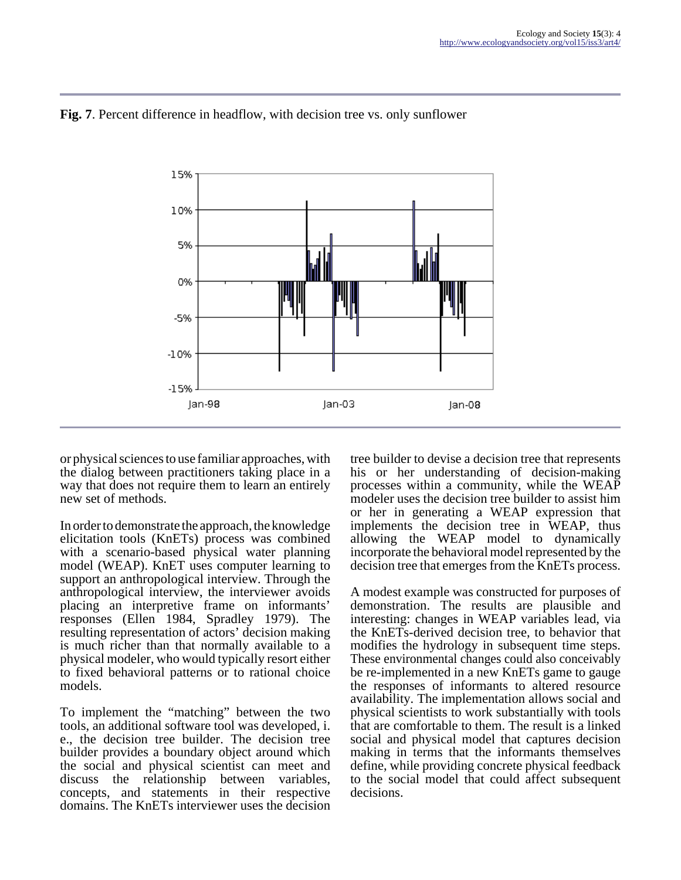**Fig. 7**. Percent difference in headflow, with decision tree vs. only sunflower

15%
10%
5%
0%
-5%
-10%
-15%
Jan-98
Jan-03
Jan-08

or physical sciences to use familiar approaches, with the dialog between practitioners taking place in a way that does not require them to learn an entirely new set of methods.

In order to demonstrate the approach, the knowledge elicitation tools (KnETs) process was combined with a scenario-based physical water planning model (WEAP). KnET uses computer learning to support an anthropological interview. Through the anthropological interview, the interviewer avoids placing an interpretive frame on informants' responses (Ellen 1984, Spradley 1979). The resulting representation of actors' decision making is much richer than that normally available to a physical modeler, who would typically resort either to fixed behavioral patterns or to rational choice models.

To implement the "matching" between the two tools, an additional software tool was developed, i. e., the decision tree builder. The decision tree builder provides a boundary object around which the social and physical scientist can meet and discuss the relationship between variables, concepts, and statements in their respective domains. The KnETs interviewer uses the decision tree builder to devise a decision tree that represents his or her understanding of decision-making processes within a community, while the WEAP modeler uses the decision tree builder to assist him or her in generating a WEAP expression that implements the decision tree in WEAP, thus allowing the WEAP model to dynamically incorporate the behavioral model represented by the decision tree that emerges from the KnETs process.

A modest example was constructed for purposes of demonstration. The results are plausible and interesting: changes in WEAP variables lead, via the KnETs-derived decision tree, to behavior that modifies the hydrology in subsequent time steps. These environmental changes could also conceivably be re-implemented in a new KnETs game to gauge the responses of informants to altered resource availability. The implementation allows social and physical scientists to work substantially with tools that are comfortable to them. The result is a linked social and physical model that captures decision making in terms that the informants themselves define, while providing concrete physical feedback to the social model that could affect subsequent decisions.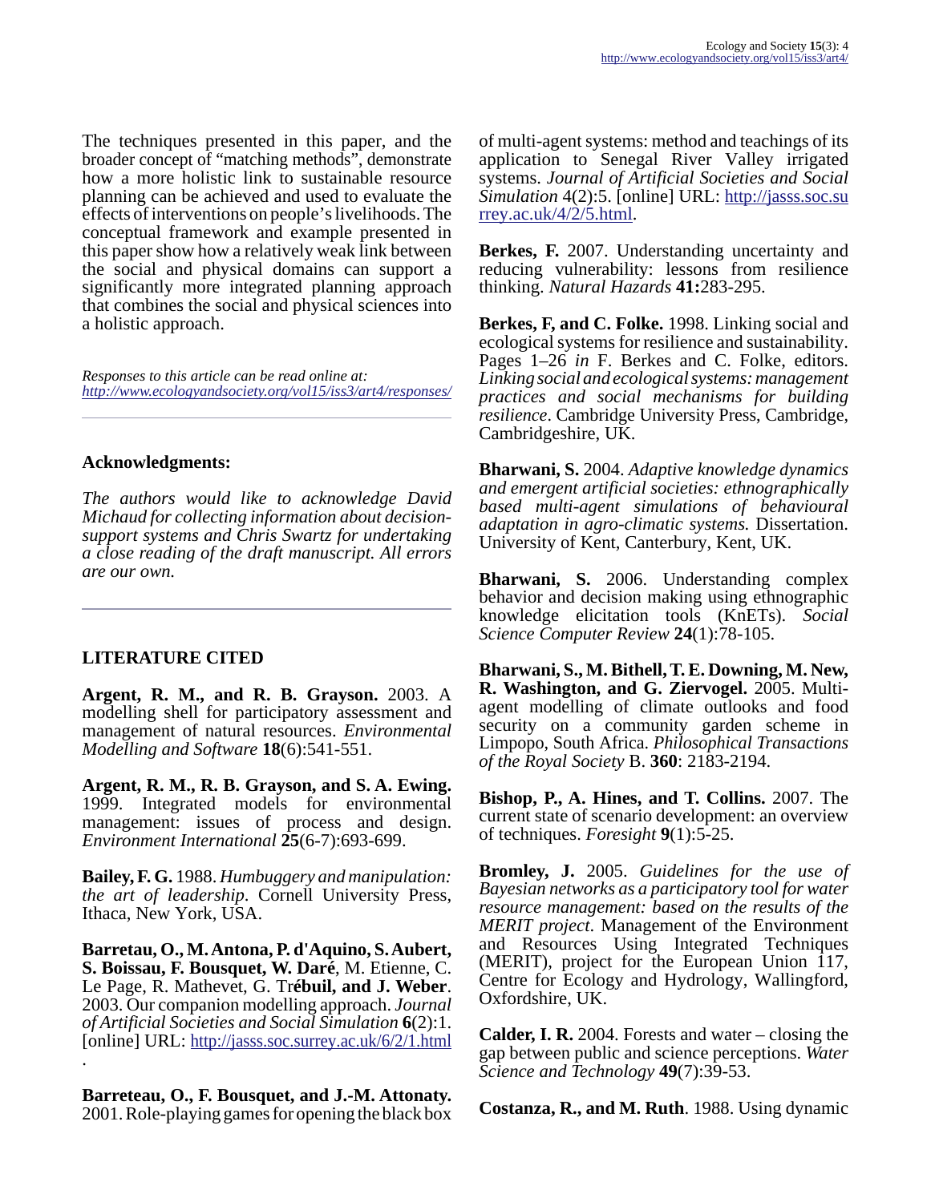The techniques presented in this paper, and the broader concept of "matching methods", demonstrate how a more holistic link to sustainable resource planning can be achieved and used to evaluate the effects of interventions on people's livelihoods. The conceptual framework and example presented in this paper show how a relatively weak link between the social and physical domains can support a significantly more integrated planning approach that combines the social and physical sciences into a holistic approach.

*Responses to this article can be read online at:* *http://www.ecologyandsociety.org/vol15/iss3/art4/responses/*

---

## Acknowledgments:

*The authors would like to acknowledge David Michaud for collecting information about decision-support systems and Chris Swartz for undertaking a close reading of the draft manuscript. All errors are our own.*

---

## LITERATURE CITED

**Argent, R. M., and R. B. Grayson.** 2003. A modelling shell for participatory assessment and management of natural resources. *Environmental Modelling and Software* **18**(6):541-551.

**Argent, R. M., R. B. Grayson, and S. A. Ewing.** 1999. Integrated models for environmental management: issues of process and design. *Environment International* **25**(6-7):693-699.

**Bailey, F. G.** 1988. *Humbuggery and manipulation: the art of leadership*. Cornell University Press, Ithaca, New York, USA.

**Barreteau, O., M. Antona, P. d'Aquino, S. Aubert, S. Boissau, F. Bousquet, W. Daré**, M. Etienne, C. Le Page, R. Mathevet, G. Tr**ébuil, and J. Weber**. 2003. Our companion modelling approach. *Journal of Artificial Societies and Social Simulation* **6**(2):1. [online] URL: http://jasss.soc.surrey.ac.uk/6/2/1.html .

**Barreteau, O., F. Bousquet, and J.-M. Attonaty.** 2001. Role-playing games for opening the black box of multi-agent systems: method and teachings of its application to Senegal River Valley irrigated systems. *Journal of Artificial Societies and Social Simulation* 4(2):5. [online] URL: http://jasss.soc.surrey.ac.uk/4/2/5.html.

**Berkes, F.** 2007. Understanding uncertainty and reducing vulnerability: lessons from resilience thinking. *Natural Hazards* **41:**283-295.

**Berkes, F, and C. Folke.** 1998. Linking social and ecological systems for resilience and sustainability. Pages 1–26 *in* F. Berkes and C. Folke, editors. *Linking social and ecological systems: management practices and social mechanisms for building resilience*. Cambridge University Press, Cambridge, Cambridgeshire, UK.

**Bharwani, S.** 2004. *Adaptive knowledge dynamics and emergent artificial societies: ethnographically based multi-agent simulations of behavioural adaptation in agro-climatic systems.* Dissertation. University of Kent, Canterbury, Kent, UK.

**Bharwani, S.** 2006. Understanding complex behavior and decision making using ethnographic knowledge elicitation tools (KnETs). *Social Science Computer Review* **24**(1):78-105.

**Bharwani, S., M. Bithell, T. E. Downing, M. New, R. Washington, and G. Ziervogel.** 2005. Multi-agent modelling of climate outlooks and food security on a community garden scheme in Limpopo, South Africa. *Philosophical Transactions of the Royal Society* B. **360**: 2183-2194.

**Bishop, P., A. Hines, and T. Collins.** 2007. The current state of scenario development: an overview of techniques. *Foresight* **9**(1):5-25.

**Bromley, J.** 2005. *Guidelines for the use of Bayesian networks as a participatory tool for water resource management: based on the results of the MERIT project*. Management of the Environment and Resources Using Integrated Techniques (MERIT), project for the European Union 117, Centre for Ecology and Hydrology, Wallingford, Oxfordshire, UK.

**Calder, I. R.** 2004. Forests and water – closing the gap between public and science perceptions. *Water Science and Technology* **49**(7):39-53.

**Costanza, R., and M. Ruth**. 1988. Using dynamic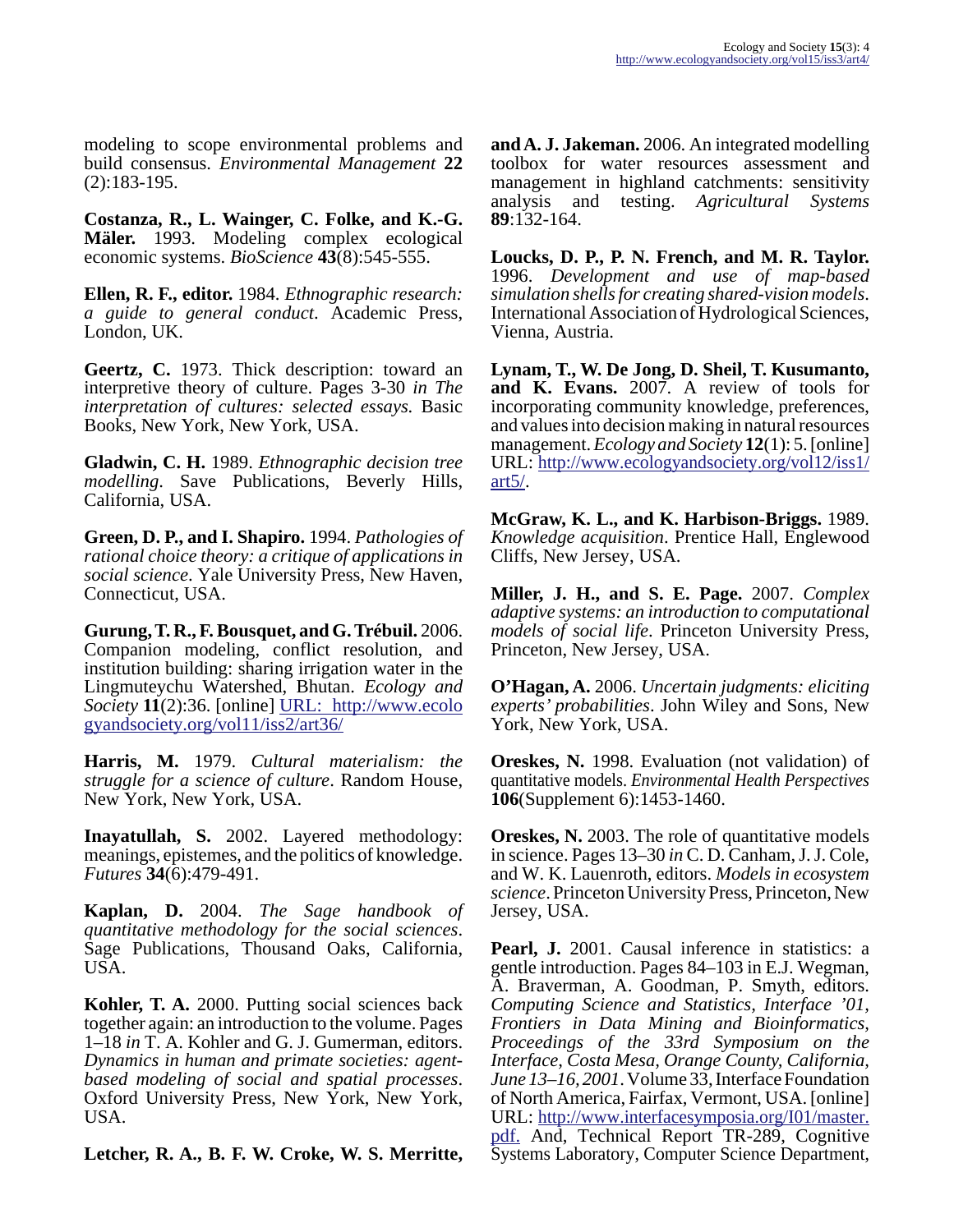modeling to scope environmental problems and build consensus. *Environmental Management* **22** (2):183-195.

**Costanza, R., L. Wainger, C. Folke, and K.-G. Mäler.** 1993. Modeling complex ecological economic systems. *BioScience* **43**(8):545-555.

**Ellen, R. F., editor.** 1984. *Ethnographic research: a guide to general conduct*. Academic Press, London, UK.

**Geertz, C.** 1973. Thick description: toward an interpretive theory of culture. Pages 3-30 *in The interpretation of cultures: selected essays.* Basic Books, New York, New York, USA.

**Gladwin, C. H.** 1989. *Ethnographic decision tree modelling*. Save Publications, Beverly Hills, California, USA.

**Green, D. P., and I. Shapiro.** 1994. *Pathologies of rational choice theory: a critique of applications in social science*. Yale University Press, New Haven, Connecticut, USA.

**Gurung, T. R., F. Bousquet, and G. Trébuil.** 2006. Companion modeling, conflict resolution, and institution building: sharing irrigation water in the Lingmuteychu Watershed, Bhutan. *Ecology and Society* **11**(2):36. [online] URL: http://www.ecologyandsociety.org/vol11/iss2/art36/

**Harris, M.** 1979. *Cultural materialism: the struggle for a science of culture*. Random House, New York, New York, USA.

**Inayatullah, S.** 2002. Layered methodology: meanings, epistemes, and the politics of knowledge. *Futures* **34**(6):479-491.

**Kaplan, D.** 2004. *The Sage handbook of quantitative methodology for the social sciences*. Sage Publications, Thousand Oaks, California, USA.

**Kohler, T. A.** 2000. Putting social sciences back together again: an introduction to the volume. Pages 1–18 *in* T. A. Kohler and G. J. Gumerman, editors. *Dynamics in human and primate societies: agent-based modeling of social and spatial processes*. Oxford University Press, New York, New York, USA.

**Letcher, R. A., B. F. W. Croke, W. S. Merritte, and A. J. Jakeman.** 2006. An integrated modelling toolbox for water resources assessment and management in highland catchments: sensitivity analysis and testing. *Agricultural Systems* **89**:132-164.

**Loucks, D. P., P. N. French, and M. R. Taylor.** 1996. *Development and use of map-based simulation shells for creating shared-vision models*. International Association of Hydrological Sciences, Vienna, Austria.

**Lynam, T., W. De Jong, D. Sheil, T. Kusumanto, and K. Evans.** 2007. A review of tools for incorporating community knowledge, preferences, and values into decision making in natural resources management. *Ecology and Society* **12**(1): 5. [online] URL: http://www.ecologyandsociety.org/vol12/iss1/art5/.

**McGraw, K. L., and K. Harbison-Briggs.** 1989. *Knowledge acquisition*. Prentice Hall, Englewood Cliffs, New Jersey, USA.

**Miller, J. H., and S. E. Page.** 2007. *Complex adaptive systems: an introduction to computational models of social life*. Princeton University Press, Princeton, New Jersey, USA.

**O'Hagan, A.** 2006. *Uncertain judgments: eliciting experts' probabilities*. John Wiley and Sons, New York, New York, USA.

**Oreskes, N.** 1998. Evaluation (not validation) of quantitative models. *Environmental Health Perspectives* **106**(Supplement 6):1453-1460.

**Oreskes, N.** 2003. The role of quantitative models in science. Pages 13–30 *in* C. D. Canham, J. J. Cole, and W. K. Lauenroth, editors. *Models in ecosystem science*. Princeton University Press, Princeton, New Jersey, USA.

**Pearl, J.** 2001. Causal inference in statistics: a gentle introduction. Pages 84–103 in E.J. Wegman, A. Braverman, A. Goodman, P. Smyth, editors. *Computing Science and Statistics, Interface '01, Frontiers in Data Mining and Bioinformatics, Proceedings of the 33rd Symposium on the Interface, Costa Mesa, Orange County, California, June 13–16, 2001*. Volume 33, Interface Foundation of North America, Fairfax, Vermont, USA. [online] URL: http://www.interfacesymposia.org/I01/master.pdf. And, Technical Report TR-289, Cognitive Systems Laboratory, Computer Science Department,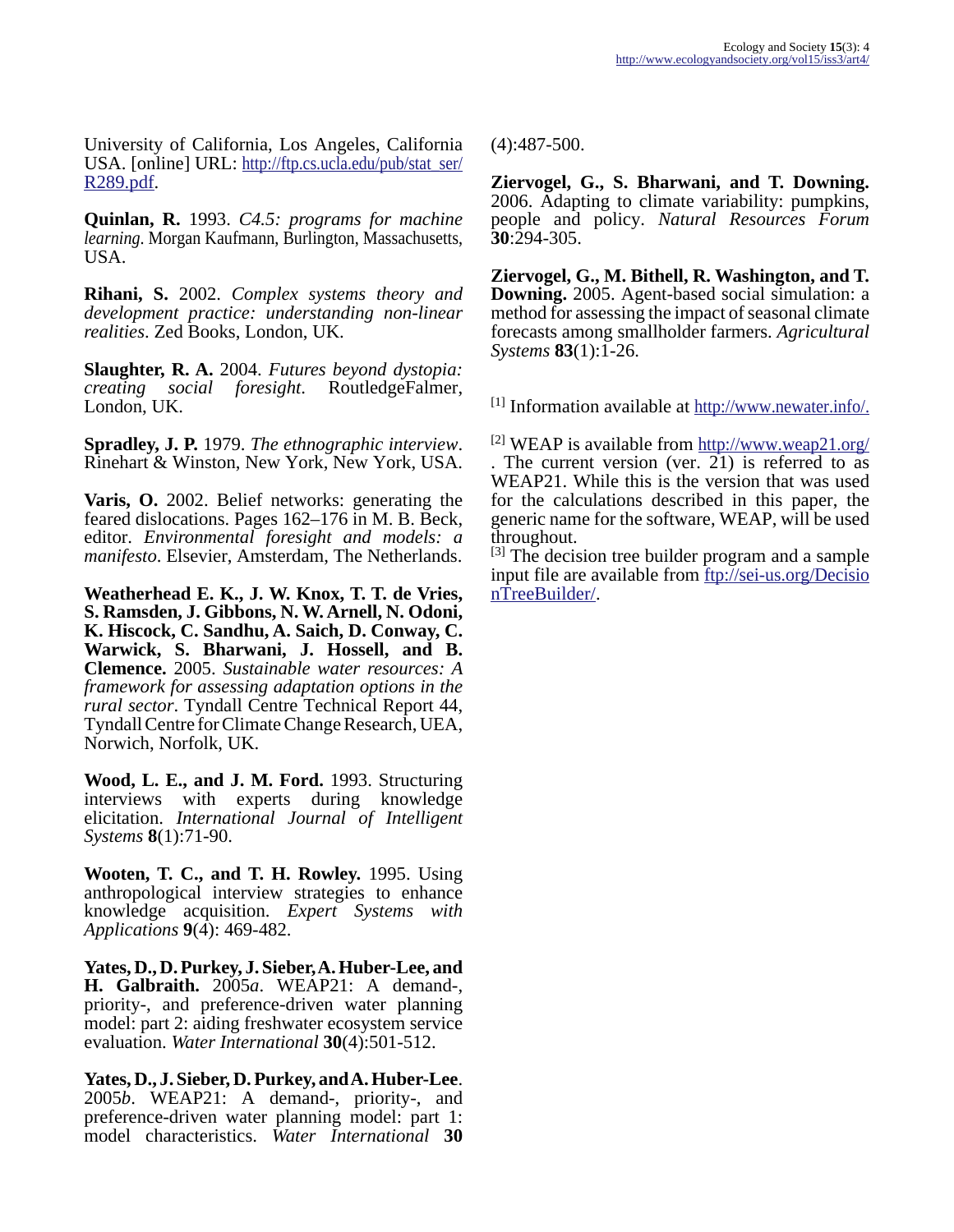University of California, Los Angeles, California USA. [online] URL: http://ftp.cs.ucla.edu/pub/stat_ser/R289.pdf.

**Quinlan, R.** 1993. *C4.5: programs for machine learning*. Morgan Kaufmann, Burlington, Massachusetts, USA.

**Rihani, S.** 2002. *Complex systems theory and development practice: understanding non-linear realities*. Zed Books, London, UK.

**Slaughter, R. A.** 2004. *Futures beyond dystopia: creating social foresight*. RoutledgeFalmer, London, UK.

**Spradley, J. P.** 1979. *The ethnographic interview*. Rinehart & Winston, New York, New York, USA.

**Varis, O.** 2002. Belief networks: generating the feared dislocations. Pages 162–176 in M. B. Beck, editor. *Environmental foresight and models: a manifesto*. Elsevier, Amsterdam, The Netherlands.

**Weatherhead E. K., J. W. Knox, T. T. de Vries, S. Ramsden, J. Gibbons, N. W. Arnell, N. Odoni, K. Hiscock, C. Sandhu, A. Saich, D. Conway, C. Warwick, S. Bharwani, J. Hossell, and B. Clemence.** 2005. *Sustainable water resources: A framework for assessing adaptation options in the rural sector*. Tyndall Centre Technical Report 44, Tyndall Centre for Climate Change Research, UEA, Norwich, Norfolk, UK.

**Wood, L. E., and J. M. Ford.** 1993. Structuring interviews with experts during knowledge elicitation. *International Journal of Intelligent Systems* **8**(1):71-90.

**Wooten, T. C., and T. H. Rowley.** 1995. Using anthropological interview strategies to enhance knowledge acquisition. *Expert Systems with Applications* **9**(4): 469-482.

**Yates, D., D. Purkey, J. Sieber, A. Huber-Lee, and H. Galbraith.** 2005*a*. WEAP21: A demand-, priority-, and preference-driven water planning model: part 2: aiding freshwater ecosystem service evaluation. *Water International* **30**(4):501-512.

**Yates, D., J. Sieber, D. Purkey, and A. Huber-Lee**. 2005*b*. WEAP21: A demand-, priority-, and preference-driven water planning model: part 1: model characteristics. *Water International* **30** (4):487-500.

**Ziervogel, G., S. Bharwani, and T. Downing.** 2006. Adapting to climate variability: pumpkins, people and policy. *Natural Resources Forum* **30**:294-305.

**Ziervogel, G., M. Bithell, R. Washington, and T. Downing.** 2005. Agent-based social simulation: a method for assessing the impact of seasonal climate forecasts among smallholder farmers. *Agricultural Systems* **83**(1):1-26.

[1] Information available at http://www.newater.info/.

[2] WEAP is available from http://www.weap21.org/ . The current version (ver. 21) is referred to as WEAP21. While this is the version that was used for the calculations described in this paper, the generic name for the software, WEAP, will be used throughout.

[3] The decision tree builder program and a sample input file are available from ftp://sei-us.org/DecisionTreeBuilder/.